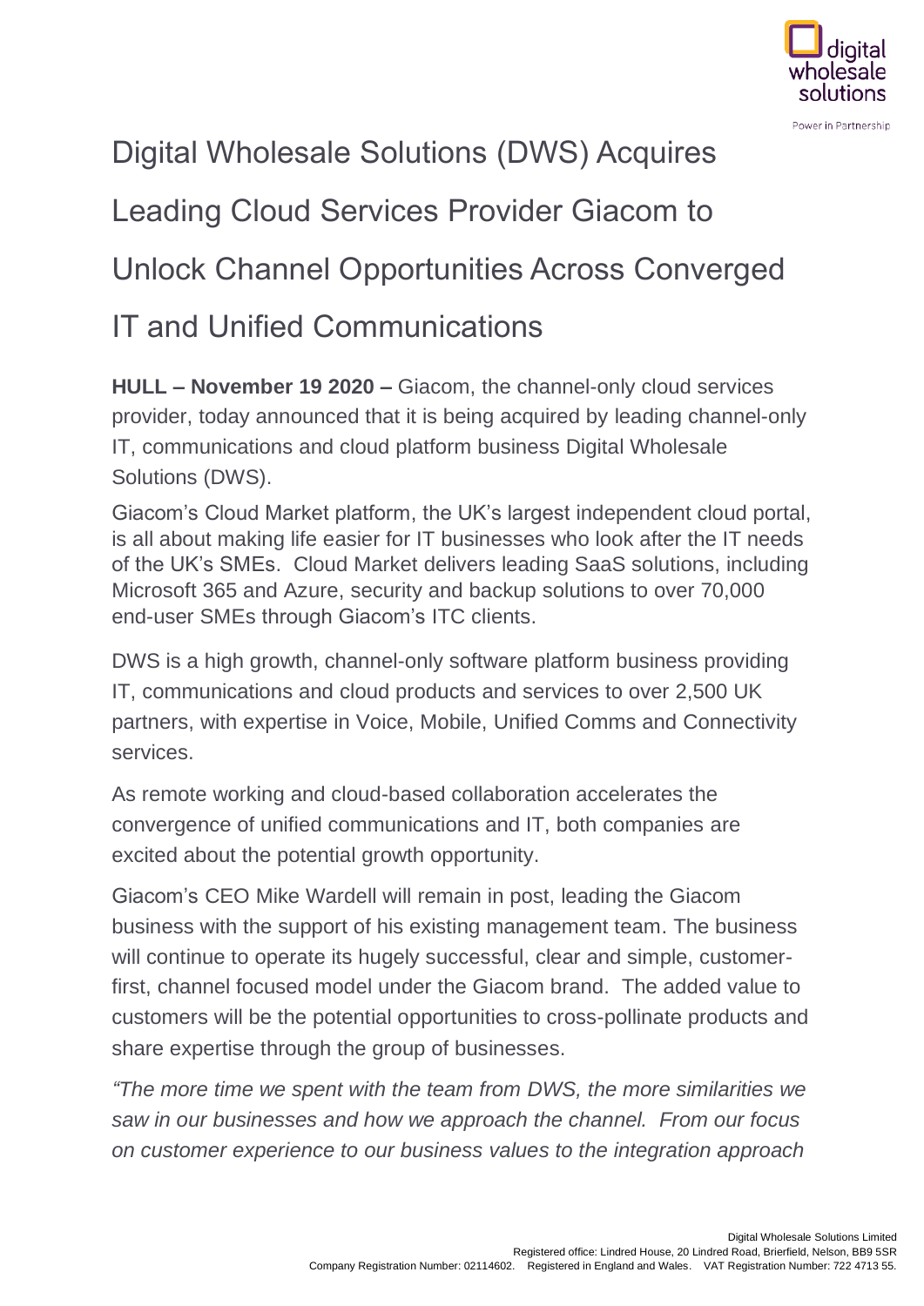# Digital Wholesale Solutions (DWS) Acquires Leading Cloud Services Provider Giacom to Unlock Channel Opportunities Across Converged IT and Unified Communications

**HULL – November 19 2020 –** Giacom, the channel-only cloud services provider, today announced that it is being acquired by leading channel-only IT, communications and cloud platform business Digital Wholesale Solutions (DWS).

Giacom's Cloud Market platform, the UK's largest independent cloud portal, is all about making life easier for IT businesses who look after the IT needs of the UK's SMEs. Cloud Market delivers leading SaaS solutions, including Microsoft 365 and Azure, security and backup solutions to over 70,000 end-user SMEs through Giacom's ITC clients.

DWS is a high growth, channel-only software platform business providing IT, communications and cloud products and services to over 2,500 UK partners, with expertise in Voice, Mobile, Unified Comms and Connectivity services.

As remote working and cloud-based collaboration accelerates the convergence of unified communications and IT, both companies are excited about the potential growth opportunity.

Giacom's CEO Mike Wardell will remain in post, leading the Giacom business with the support of his existing management team. The business will continue to operate its hugely successful, clear and simple, customer-first, channel focused model under the Giacom brand. The added value to customers will be the potential opportunities to cross-pollinate products and share expertise through the group of businesses.

*"The more time we spent with the team from DWS, the more similarities we saw in our businesses and how we approach the channel. From our focus on customer experience to our business values to the integration approach*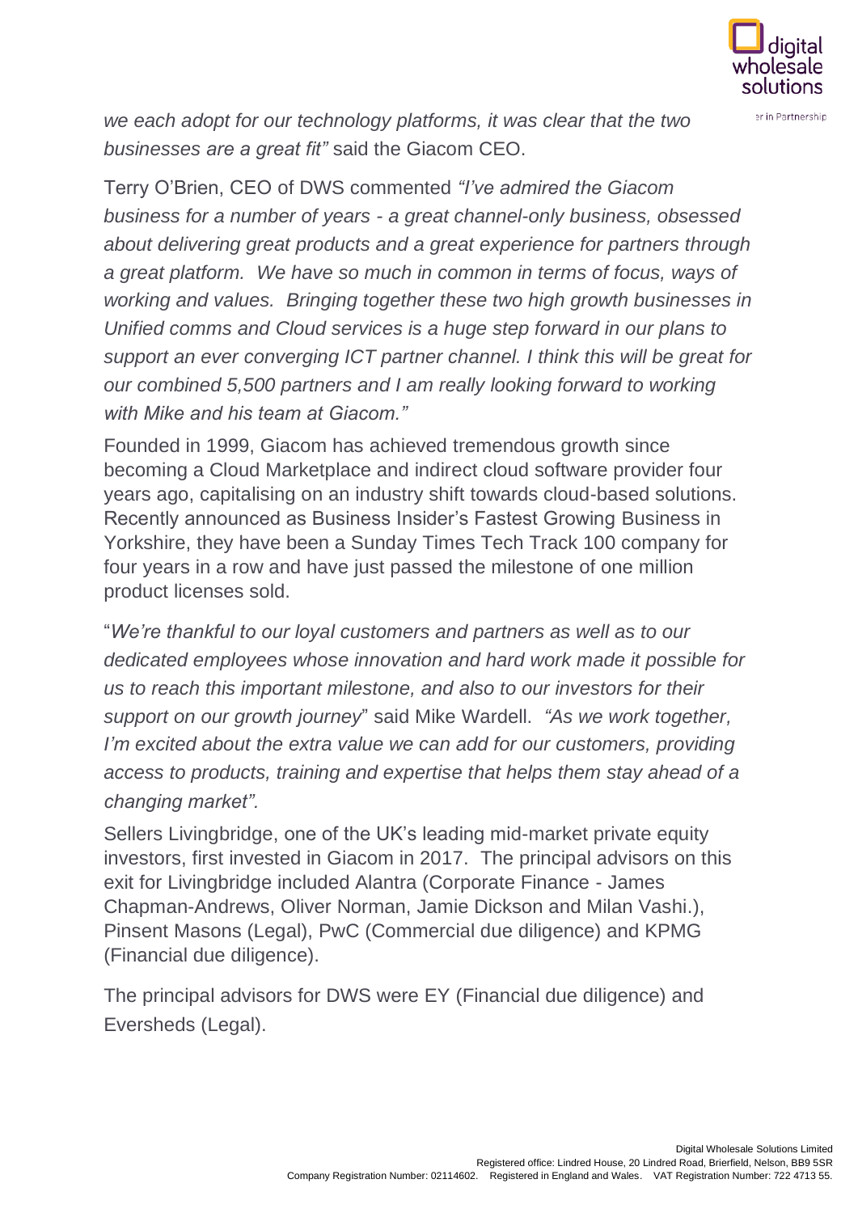*we each adopt for our technology platforms, it was clear that the two businesses are a great fit"* said the Giacom CEO.

Terry O'Brien, CEO of DWS commented *"I've admired the Giacom business for a number of years - a great channel-only business, obsessed about delivering great products and a great experience for partners through a great platform. We have so much in common in terms of focus, ways of working and values. Bringing together these two high growth businesses in Unified comms and Cloud services is a huge step forward in our plans to support an ever converging ICT partner channel. I think this will be great for our combined 5,500 partners and I am really looking forward to working with Mike and his team at Giacom."*

Founded in 1999, Giacom has achieved tremendous growth since becoming a Cloud Marketplace and indirect cloud software provider four years ago, capitalising on an industry shift towards cloud-based solutions. Recently announced as Business Insider's Fastest Growing Business in Yorkshire, they have been a Sunday Times Tech Track 100 company for four years in a row and have just passed the milestone of one million product licenses sold.

"*We're thankful to our loyal customers and partners as well as to our dedicated employees whose innovation and hard work made it possible for us to reach this important milestone, and also to our investors for their support on our growth journey*" said Mike Wardell. *"As we work together, I'm excited about the extra value we can add for our customers, providing access to products, training and expertise that helps them stay ahead of a changing market".*

Sellers Livingbridge, one of the UK's leading mid-market private equity investors, first invested in Giacom in 2017. The principal advisors on this exit for Livingbridge included Alantra (Corporate Finance - James Chapman-Andrews, Oliver Norman, Jamie Dickson and Milan Vashi.), Pinsent Masons (Legal), PwC (Commercial due diligence) and KPMG (Financial due diligence).

The principal advisors for DWS were EY (Financial due diligence) and Eversheds (Legal).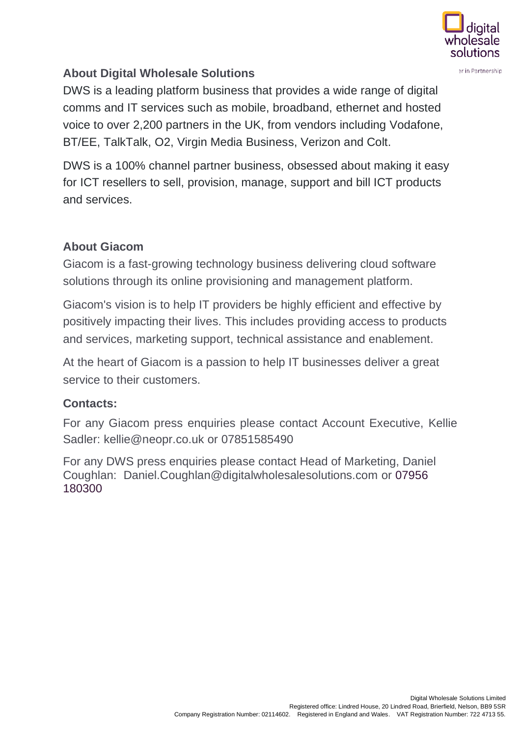## About Digital Wholesale Solutions

DWS is a leading platform business that provides a wide range of digital comms and IT services such as mobile, broadband, ethernet and hosted voice to over 2,200 partners in the UK, from vendors including Vodafone, BT/EE, TalkTalk, O2, Virgin Media Business, Verizon and Colt.

DWS is a 100% channel partner business, obsessed about making it easy for ICT resellers to sell, provision, manage, support and bill ICT products and services.

## About Giacom

Giacom is a fast-growing technology business delivering cloud software solutions through its online provisioning and management platform.

Giacom's vision is to help IT providers be highly efficient and effective by positively impacting their lives. This includes providing access to products and services, marketing support, technical assistance and enablement.

At the heart of Giacom is a passion to help IT businesses deliver a great service to their customers.

## Contacts:

For any Giacom press enquiries please contact Account Executive, Kellie Sadler: kellie@neopr.co.uk or 07851585490

For any DWS press enquiries please contact Head of Marketing, Daniel Coughlan: Daniel.Coughlan@digitalwholesalesolutions.com or 07956 180300

Digital Wholesale Solutions Limited
Registered office: Lindred House, 20 Lindred Road, Brierfield, Nelson, BB9 5SR
Company Registration Number: 02114602. Registered in England and Wales. VAT Registration Number: 722 4713 55.